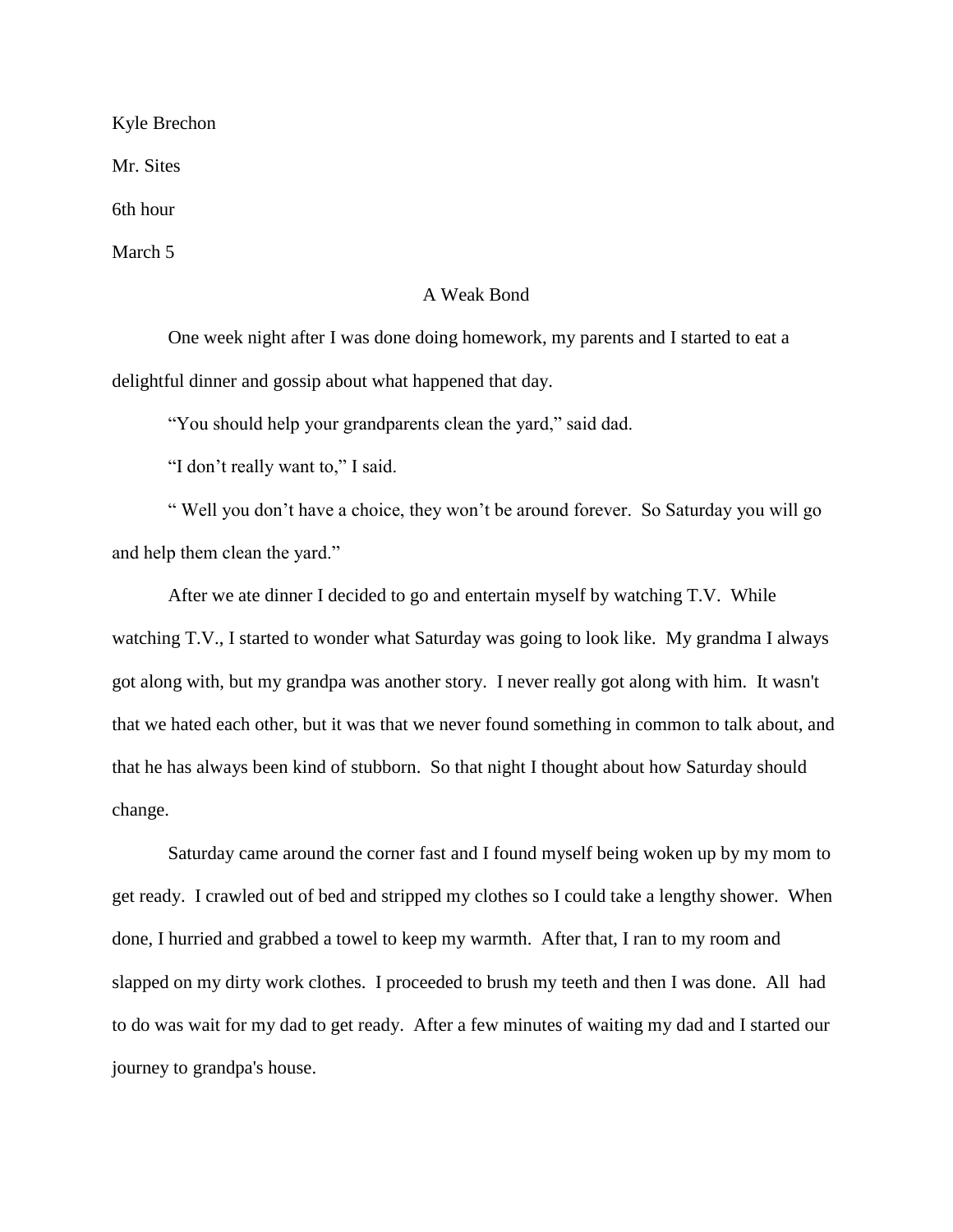Kyle Brechon

Mr. Sites

6th hour

March 5

## A Weak Bond

One week night after I was done doing homework, my parents and I started to eat a delightful dinner and gossip about what happened that day.

"You should help your grandparents clean the yard," said dad.

"I don't really want to," I said.

" Well you don't have a choice, they won't be around forever. So Saturday you will go and help them clean the yard."

After we ate dinner I decided to go and entertain myself by watching T.V. While watching T.V., I started to wonder what Saturday was going to look like. My grandma I always got along with, but my grandpa was another story. I never really got along with him. It wasn't that we hated each other, but it was that we never found something in common to talk about, and that he has always been kind of stubborn. So that night I thought about how Saturday should change.

Saturday came around the corner fast and I found myself being woken up by my mom to get ready. I crawled out of bed and stripped my clothes so I could take a lengthy shower. When done, I hurried and grabbed a towel to keep my warmth. After that, I ran to my room and slapped on my dirty work clothes. I proceeded to brush my teeth and then I was done. All had to do was wait for my dad to get ready. After a few minutes of waiting my dad and I started our journey to grandpa's house.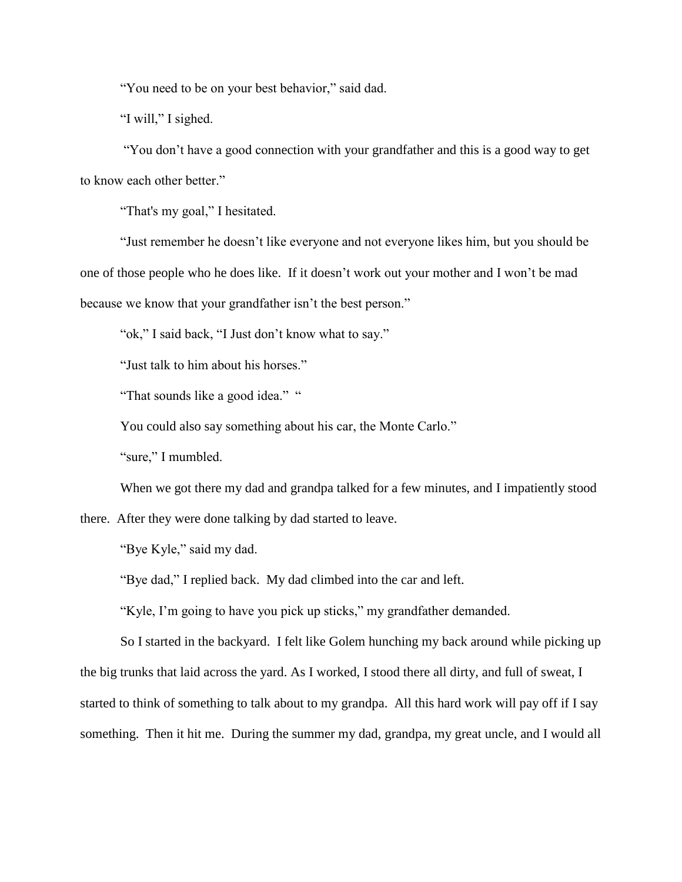"You need to be on your best behavior," said dad.

"I will," I sighed.

"You don't have a good connection with your grandfather and this is a good way to get to know each other better."

"That's my goal," I hesitated.

"Just remember he doesn't like everyone and not everyone likes him, but you should be one of those people who he does like. If it doesn't work out your mother and I won't be mad because we know that your grandfather isn't the best person."

"ok," I said back, "I Just don't know what to say."

"Just talk to him about his horses."

"That sounds like a good idea." "

You could also say something about his car, the Monte Carlo."

"sure," I mumbled.

When we got there my dad and grandpa talked for a few minutes, and I impatiently stood there. After they were done talking by dad started to leave.

"Bye Kyle," said my dad.

"Bye dad," I replied back. My dad climbed into the car and left.

"Kyle, I'm going to have you pick up sticks," my grandfather demanded.

So I started in the backyard. I felt like Golem hunching my back around while picking up the big trunks that laid across the yard. As I worked, I stood there all dirty, and full of sweat, I started to think of something to talk about to my grandpa. All this hard work will pay off if I say something. Then it hit me. During the summer my dad, grandpa, my great uncle, and I would all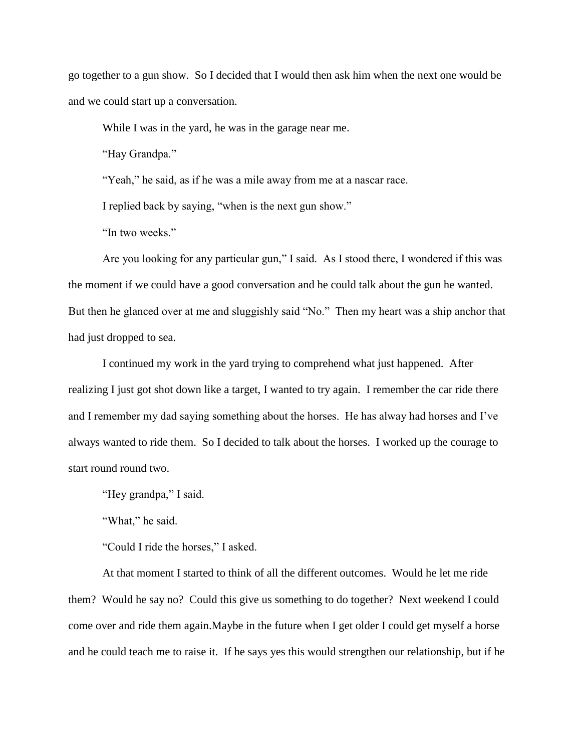go together to a gun show. So I decided that I would then ask him when the next one would be and we could start up a conversation.

While I was in the yard, he was in the garage near me.

"Hay Grandpa."

"Yeah," he said, as if he was a mile away from me at a nascar race.

I replied back by saying, "when is the next gun show."

"In two weeks."

Are you looking for any particular gun," I said. As I stood there, I wondered if this was the moment if we could have a good conversation and he could talk about the gun he wanted. But then he glanced over at me and sluggishly said "No." Then my heart was a ship anchor that had just dropped to sea.

I continued my work in the yard trying to comprehend what just happened. After realizing I just got shot down like a target, I wanted to try again. I remember the car ride there and I remember my dad saying something about the horses. He has alway had horses and I've always wanted to ride them. So I decided to talk about the horses. I worked up the courage to start round round two.

"Hey grandpa," I said.

"What," he said.

"Could I ride the horses," I asked.

At that moment I started to think of all the different outcomes. Would he let me ride them? Would he say no? Could this give us something to do together? Next weekend I could come over and ride them again.Maybe in the future when I get older I could get myself a horse and he could teach me to raise it. If he says yes this would strengthen our relationship, but if he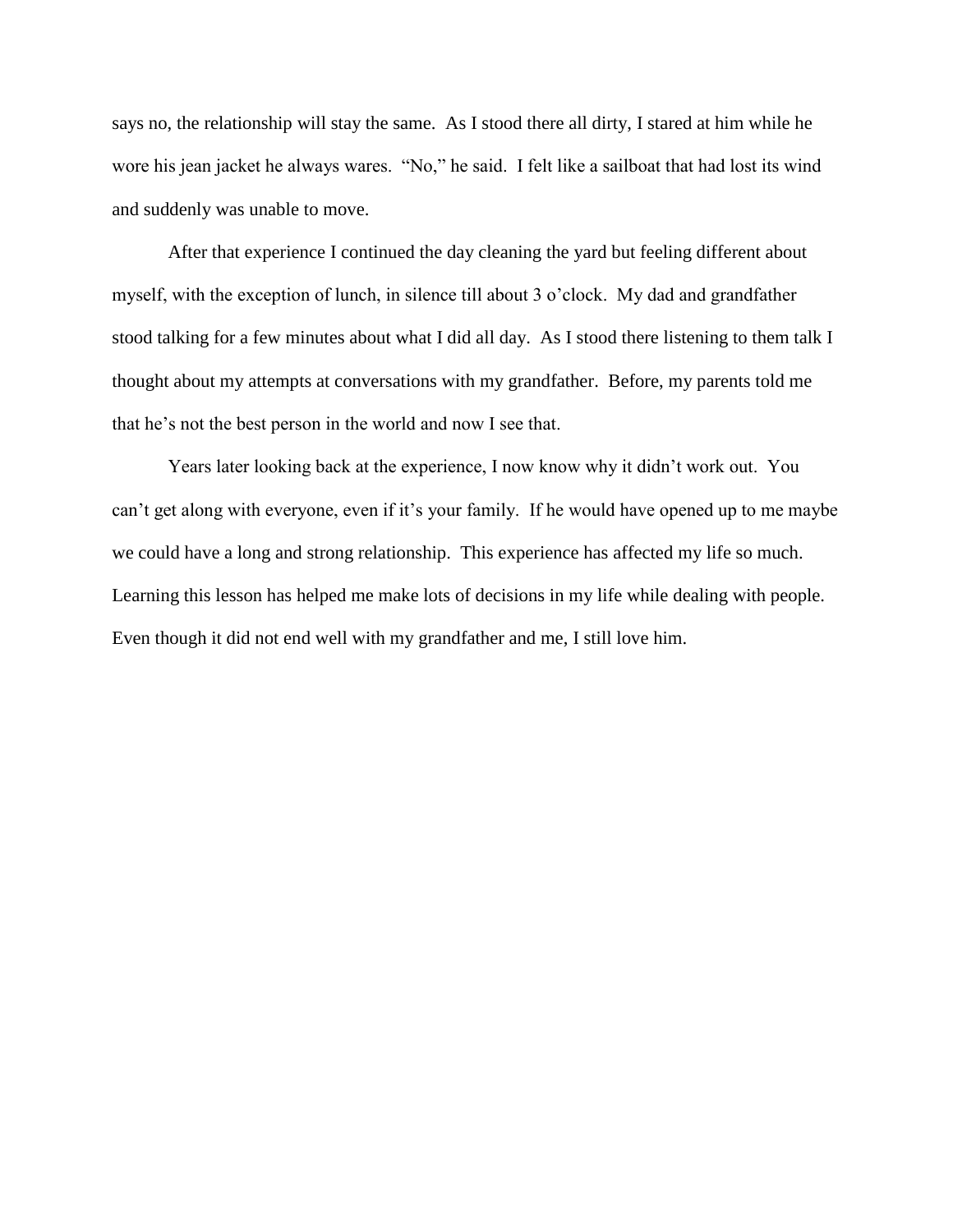says no, the relationship will stay the same. As I stood there all dirty, I stared at him while he wore his jean jacket he always wares. “No,” he said. I felt like a sailboat that had lost its wind and suddenly was unable to move.

After that experience I continued the day cleaning the yard but feeling different about myself, with the exception of lunch, in silence till about 3 o’clock. My dad and grandfather stood talking for a few minutes about what I did all day. As I stood there listening to them talk I thought about my attempts at conversations with my grandfather. Before, my parents told me that he’s not the best person in the world and now I see that.

Years later looking back at the experience, I now know why it didn’t work out. You can’t get along with everyone, even if it’s your family. If he would have opened up to me maybe we could have a long and strong relationship. This experience has affected my life so much. Learning this lesson has helped me make lots of decisions in my life while dealing with people. Even though it did not end well with my grandfather and me, I still love him.